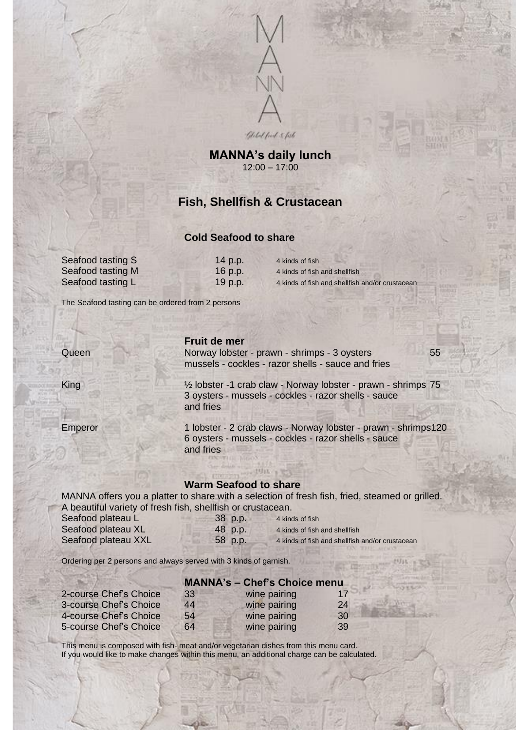MANNA

Global food & fish

# MANNA's daily lunch

12:00 – 17:00

## Fish, Shellfish & Crustacean

### Cold Seafood to share

| | | |
|---|---|---|
| Seafood tasting S | 14 p.p. | 4 kinds of fish |
| Seafood tasting M | 16 p.p. | 4 kinds of fish and shellfish |
| Seafood tasting L | 19 p.p. | 4 kinds of fish and shellfish and/or crustacean |

The Seafood tasting can be ordered from 2 persons

### Fruit de mer

| | | |
|---|---|---|
| Queen | Norway lobster - prawn - shrimps - 3 oysters mussels - cockles - razor shells - sauce and fries | 55 |
| King | ½ lobster -1 crab claw - Norway lobster - prawn - shrimps 3 oysters - mussels - cockles - razor shells - sauce and fries | 75 |
| Emperor | 1 lobster - 2 crab claws - Norway lobster - prawn - shrimps 6 oysters - mussels - cockles - razor shells - sauce and fries | 120 |

### Warm Seafood to share

MANNA offers you a platter to share with a selection of fresh fish, fried, steamed or grilled.
A beautiful variety of fresh fish, shellfish or crustacean.

| | | |
|---|---|---|
| Seafood plateau L | 38 p.p. | 4 kinds of fish |
| Seafood plateau XL | 48 p.p. | 4 kinds of fish and shellfish |
| Seafood plateau XXL | 58 p.p. | 4 kinds of fish and shellfish and/or crustacean |

Ordering per 2 persons and always served with 3 kinds of garnish.

### MANNA's – Chef's Choice menu

| | | | |
|---|---|---|---|
| 2-course Chef's Choice | 33 | wine pairing | 17 |
| 3-course Chef's Choice | 44 | wine pairing | 24 |
| 4-course Chef's Choice | 54 | wine pairing | 30 |
| 5-course Chef's Choice | 64 | wine pairing | 39 |

This menu is composed with fish- meat and/or vegetarian dishes from this menu card.
If you would like to make changes within this menu, an additional charge can be calculated.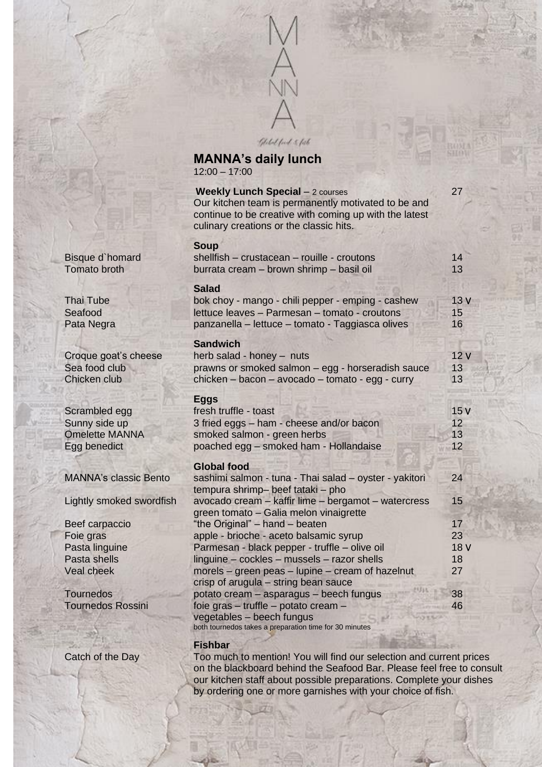MANNA

Global food & fish

# MANNA's daily lunch

12:00 – 17:00

**Weekly Lunch Special** – 2 courses — 27

Our kitchen team is permanently motivated to be and continue to be creative with coming up with the latest culinary creations or the classic hits.

## Soup

| | | |
|---|---|---|
| Bisque d`homard | shellfish – crustacean – rouille - croutons | 14 |
| Tomato broth | burrata cream – brown shrimp – basil oil | 13 |

## Salad

| | | |
|---|---|---|
| Thai Tube | bok choy - mango - chili pepper - emping - cashew | 13 V |
| Seafood | lettuce leaves – Parmesan – tomato - croutons | 15 |
| Pata Negra | panzanella – lettuce – tomato - Taggiasca olives | 16 |

## Sandwich

| | | |
|---|---|---|
| Croque goat's cheese | herb salad - honey – nuts | 12 V |
| Sea food club | prawns or smoked salmon – egg - horseradish sauce | 13 |
| Chicken club | chicken – bacon – avocado – tomato - egg - curry | 13 |

## Eggs

| | | |
|---|---|---|
| Scrambled egg | fresh truffle - toast | 15 V |
| Sunny side up | 3 fried eggs – ham - cheese and/or bacon | 12 |
| Omelette MANNA | smoked salmon - green herbs | 13 |
| Egg benedict | poached egg – smoked ham - Hollandaise | 12 |

## Global food

| | | |
|---|---|---|
| MANNA's classic Bento | sashimi salmon - tuna - Thai salad – oyster - yakitori tempura shrimp– beef tataki – pho | 24 |
| Lightly smoked swordfish | avocado cream – kaffir lime – bergamot – watercress green tomato – Galia melon vinaigrette | 15 |
| Beef carpaccio | "the Original" – hand – beaten | 17 |
| Foie gras | apple - brioche - aceto balsamic syrup | 23 |
| Pasta linguine | Parmesan - black pepper - truffle – olive oil | 18 V |
| Pasta shells | linguine – cockles – mussels – razor shells | 18 |
| Veal cheek | morels – green peas – lupine – cream of hazelnut crisp of arugula – string bean sauce | 27 |
| Tournedos | potato cream – asparagus – beech fungus | 38 |
| Tournedos Rossini | foie gras – truffle – potato cream – vegetables – beech fungus | 46 |

both tournedos takes a preparation time for 30 minutes

## Fishbar

**Catch of the Day**

Too much to mention! You will find our selection and current prices on the blackboard behind the Seafood Bar. Please feel free to consult our kitchen staff about possible preparations. Complete your dishes by ordering one or more garnishes with your choice of fish.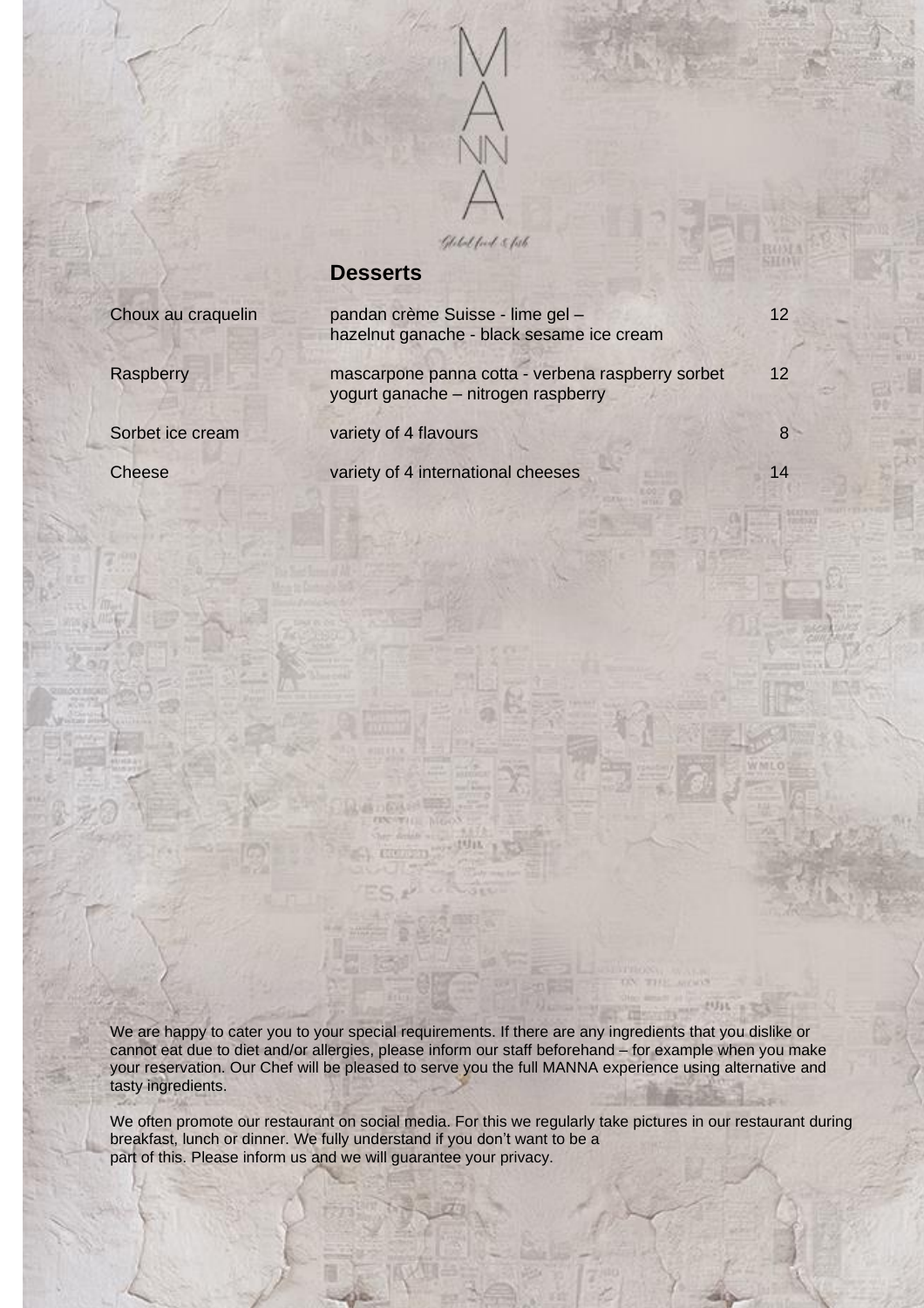MANNA

Global food & fish

## Desserts

| | | |
|---|---|---|
| Choux au craquelin | pandan crème Suisse - lime gel – hazelnut ganache - black sesame ice cream | 12 |
| Raspberry | mascarpone panna cotta - verbena raspberry sorbet yogurt ganache – nitrogen raspberry | 12 |
| Sorbet ice cream | variety of 4 flavours | 8 |
| Cheese | variety of 4 international cheeses | 14 |

We are happy to cater you to your special requirements. If there are any ingredients that you dislike or cannot eat due to diet and/or allergies, please inform our staff beforehand – for example when you make your reservation. Our Chef will be pleased to serve you the full MANNA experience using alternative and tasty ingredients.

We often promote our restaurant on social media. For this we regularly take pictures in our restaurant during breakfast, lunch or dinner. We fully understand if you don't want to be a part of this. Please inform us and we will guarantee your privacy.